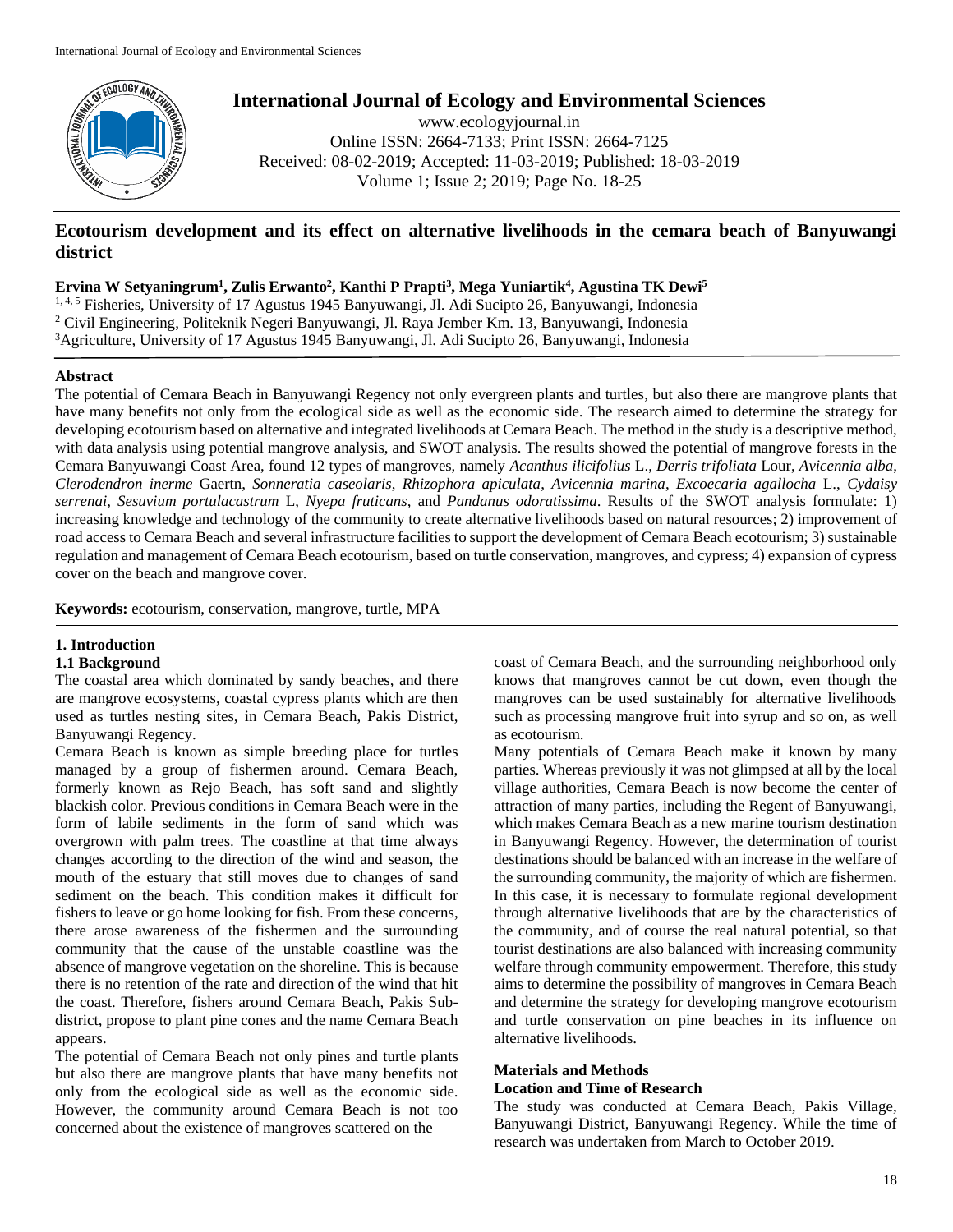# Ecotourism development and its effect on alternative livelihoods in the cemara beach of Banyuwangi district

**Ervina W Setyaningrum[1], Zulis Erwanto[2], Kanthi P Prapti[3], Mega Yuniartik[4], Agustina TK Dewi[5]**

[1, 4, 5] Fisheries, University of 17 Agustus 1945 Banyuwangi, Jl. Adi Sucipto 26, Banyuwangi, Indonesia
[2] Civil Engineering, Politeknik Negeri Banyuwangi, Jl. Raya Jember Km. 13, Banyuwangi, Indonesia
[3] Agriculture, University of 17 Agustus 1945 Banyuwangi, Jl. Adi Sucipto 26, Banyuwangi, Indonesia

## Abstract

The potential of Cemara Beach in Banyuwangi Regency not only evergreen plants and turtles, but also there are mangrove plants that have many benefits not only from the ecological side as well as the economic side. The research aimed to determine the strategy for developing ecotourism based on alternative and integrated livelihoods at Cemara Beach. The method in the study is a descriptive method, with data analysis using potential mangrove analysis, and SWOT analysis. The results showed the potential of mangrove forests in the Cemara Banyuwangi Coast Area, found 12 types of mangroves, namely *Acanthus ilicifolius* L., *Derris trifoliata* Lour, *Avicennia alba*, *Clerodendron inerme* Gaertn, *Sonneratia caseolaris*, *Rhizophora apiculata*, *Avicennia marina*, *Excoecaria agallocha* L., *Cydaisy serrenai*, *Sesuvium portulacastrum* L, *Nyepa fruticans*, and *Pandanus odoratissima*. Results of the SWOT analysis formulate: 1) increasing knowledge and technology of the community to create alternative livelihoods based on natural resources; 2) improvement of road access to Cemara Beach and several infrastructure facilities to support the development of Cemara Beach ecotourism; 3) sustainable regulation and management of Cemara Beach ecotourism, based on turtle conservation, mangroves, and cypress; 4) expansion of cypress cover on the beach and mangrove cover.

**Keywords:** ecotourism, conservation, mangrove, turtle, MPA

## 1. Introduction

### 1.1 Background

The coastal area which dominated by sandy beaches, and there are mangrove ecosystems, coastal cypress plants which are then used as turtles nesting sites, in Cemara Beach, Pakis District, Banyuwangi Regency.

Cemara Beach is known as simple breeding place for turtles managed by a group of fishermen around. Cemara Beach, formerly known as Rejo Beach, has soft sand and slightly blackish color. Previous conditions in Cemara Beach were in the form of labile sediments in the form of sand which was overgrown with palm trees. The coastline at that time always changes according to the direction of the wind and season, the mouth of the estuary that still moves due to changes of sand sediment on the beach. This condition makes it difficult for fishers to leave or go home looking for fish. From these concerns, there arose awareness of the fishermen and the surrounding community that the cause of the unstable coastline was the absence of mangrove vegetation on the shoreline. This is because there is no retention of the rate and direction of the wind that hit the coast. Therefore, fishers around Cemara Beach, Pakis Sub-district, propose to plant pine cones and the name Cemara Beach appears.

The potential of Cemara Beach not only pines and turtle plants but also there are mangrove plants that have many benefits not only from the ecological side as well as the economic side. However, the community around Cemara Beach is not too concerned about the existence of mangroves scattered on the coast of Cemara Beach, and the surrounding neighborhood only knows that mangroves cannot be cut down, even though the mangroves can be used sustainably for alternative livelihoods such as processing mangrove fruit into syrup and so on, as well as ecotourism.

Many potentials of Cemara Beach make it known by many parties. Whereas previously it was not glimpsed at all by the local village authorities, Cemara Beach is now become the center of attraction of many parties, including the Regent of Banyuwangi, which makes Cemara Beach as a new marine tourism destination in Banyuwangi Regency. However, the determination of tourist destinations should be balanced with an increase in the welfare of the surrounding community, the majority of which are fishermen. In this case, it is necessary to formulate regional development through alternative livelihoods that are by the characteristics of the community, and of course the real natural potential, so that tourist destinations are also balanced with increasing community welfare through community empowerment. Therefore, this study aims to determine the possibility of mangroves in Cemara Beach and determine the strategy for developing mangrove ecotourism and turtle conservation on pine beaches in its influence on alternative livelihoods.

## Materials and Methods

### Location and Time of Research

The study was conducted at Cemara Beach, Pakis Village, Banyuwangi District, Banyuwangi Regency. While the time of research was undertaken from March to October 2019.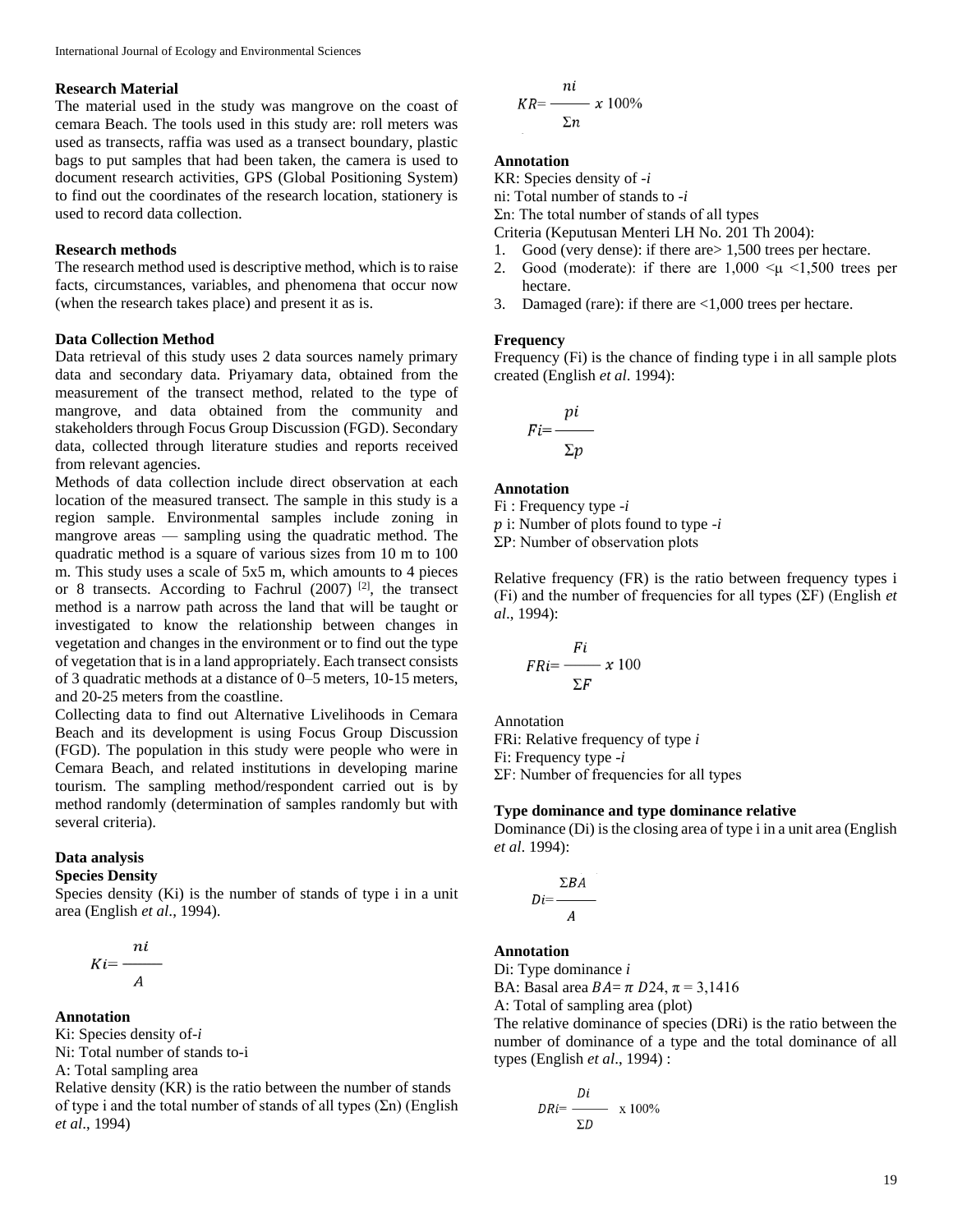### Research Material

The material used in the study was mangrove on the coast of cemara Beach. The tools used in this study are: roll meters was used as transects, raffia was used as a transect boundary, plastic bags to put samples that had been taken, the camera is used to document research activities, GPS (Global Positioning System) to find out the coordinates of the research location, stationery is used to record data collection.

### Research methods

The research method used is descriptive method, which is to raise facts, circumstances, variables, and phenomena that occur now (when the research takes place) and present it as is.

### Data Collection Method

Data retrieval of this study uses 2 data sources namely primary data and secondary data. Priyamary data, obtained from the measurement of the transect method, related to the type of mangrove, and data obtained from the community and stakeholders through Focus Group Discussion (FGD). Secondary data, collected through literature studies and reports received from relevant agencies.

Methods of data collection include direct observation at each location of the measured transect. The sample in this study is a region sample. Environmental samples include zoning in mangrove areas — sampling using the quadratic method. The quadratic method is a square of various sizes from 10 m to 100 m. This study uses a scale of 5x5 m, which amounts to 4 pieces or 8 transects. According to Fachrul (2007) [2], the transect method is a narrow path across the land that will be taught or investigated to know the relationship between changes in vegetation and changes in the environment or to find out the type of vegetation that is in a land appropriately. Each transect consists of 3 quadratic methods at a distance of 0–5 meters, 10-15 meters, and 20-25 meters from the coastline.

Collecting data to find out Alternative Livelihoods in Cemara Beach and its development is using Focus Group Discussion (FGD). The population in this study were people who were in Cemara Beach, and related institutions in developing marine tourism. The sampling method/respondent carried out is by method randomly (determination of samples randomly but with several criteria).

### Data analysis

#### Species Density

Species density (Ki) is the number of stands of type i in a unit area (English *et al*., 1994).

$$Ki = \frac{ni}{A}$$

**Annotation**

Ki: Species density of-*i*

Ni: Total number of stands to-i

A: Total sampling area

Relative density (KR) is the ratio between the number of stands of type i and the total number of stands of all types (Σn) (English *et al*., 1994)

$$KR = \frac{ni}{\Sigma n} \; x \; 100\%$$

**Annotation**

KR: Species density of -*i*

ni: Total number of stands to -*i*

Σn: The total number of stands of all types

Criteria (Keputusan Menteri LH No. 201 Th 2004):

1. Good (very dense): if there are> 1,500 trees per hectare.
2. Good (moderate): if there are 1,000 <μ <1,500 trees per hectare.
3. Damaged (rare): if there are <1,000 trees per hectare.

#### Frequency

Frequency (Fi) is the chance of finding type i in all sample plots created (English *et al*. 1994):

$$Fi = \frac{pi}{\Sigma p}$$

**Annotation**

Fi : Frequency type -*i*

$p$ i: Number of plots found to type -*i*

ΣP: Number of observation plots

Relative frequency (FR) is the ratio between frequency types i (Fi) and the number of frequencies for all types (ΣF) (English *et al*., 1994):

$$FRi = \frac{Fi}{\Sigma F} \; x \; 100$$

Annotation

FRi: Relative frequency of type *i*

Fi: Frequency type -*i*

ΣF: Number of frequencies for all types

#### Type dominance and type dominance relative

Dominance (Di) is the closing area of type i in a unit area (English *et al*. 1994):

$$Di = \frac{\Sigma BA}{A}$$

**Annotation**

Di: Type dominance *i*

BA: Basal area $BA = \pi \, D24$, π = 3,1416

A: Total of sampling area (plot)

The relative dominance of species (DRi) is the ratio between the number of dominance of a type and the total dominance of all types (English *et al*., 1994) :

$$DRi = \frac{Di}{\Sigma D} \; x \; 100\%$$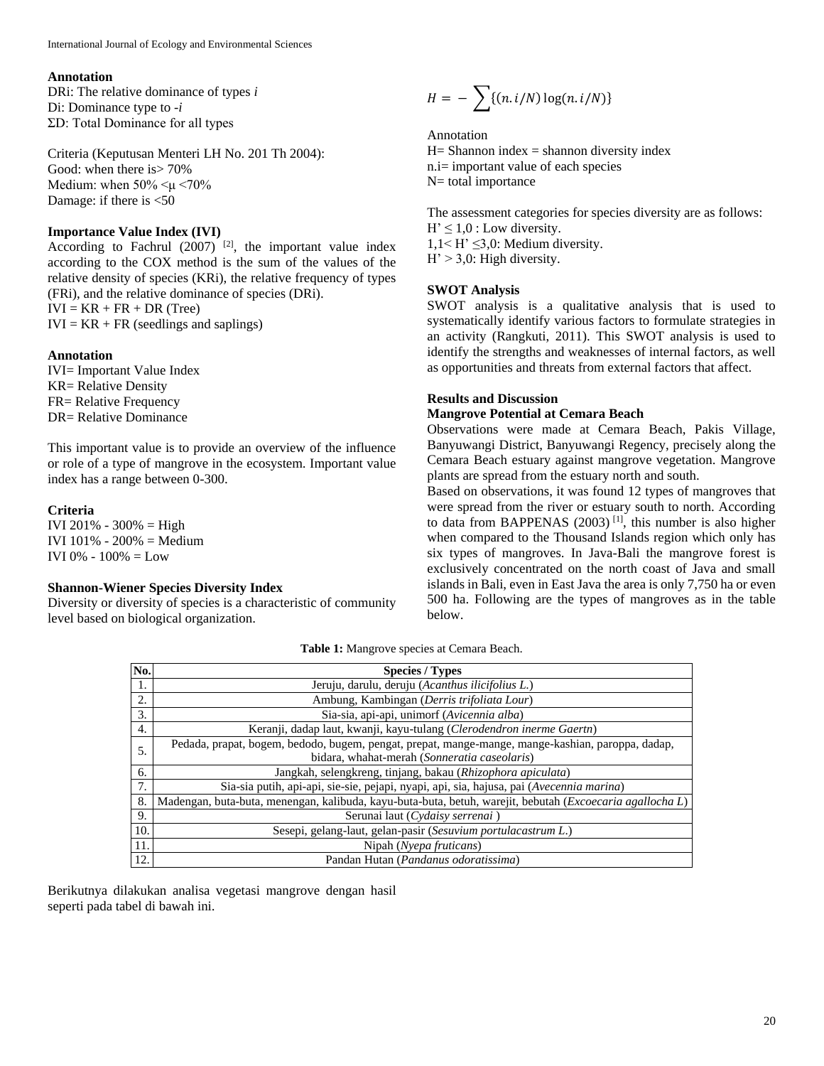**Annotation**

DRi: The relative dominance of types *i*

Di: Dominance type to -*i*

ΣD: Total Dominance for all types

Criteria (Keputusan Menteri LH No. 201 Th 2004):

Good: when there is> 70%

Medium: when 50% <μ <70%

Damage: if there is <50

**Importance Value Index (IVI)**

According to Fachrul (2007) [2], the important value index according to the COX method is the sum of the values of the relative density of species (KRi), the relative frequency of types (FRi), and the relative dominance of species (DRi).

IVI = KR + FR + DR (Tree)

IVI = KR + FR (seedlings and saplings)

**Annotation**

IVI= Important Value Index

KR= Relative Density

FR= Relative Frequency

DR= Relative Dominance

This important value is to provide an overview of the influence or role of a type of mangrove in the ecosystem. Important value index has a range between 0-300.

**Criteria**

IVI 201% - 300% = High

IVI 101% - 200% = Medium

IVI 0% - 100% = Low

**Shannon-Wiener Species Diversity Index**

Diversity or diversity of species is a characteristic of community level based on biological organization.

$$H = -\sum\{(n.i/N)\log(n.i/N)\}$$

Annotation

H= Shannon index = shannon diversity index

n.i= important value of each species

N= total importance

The assessment categories for species diversity are as follows:

H' ≤ 1,0 : Low diversity.

1,1< H' ≤3,0: Medium diversity.

H' > 3,0: High diversity.

**SWOT Analysis**

SWOT analysis is a qualitative analysis that is used to systematically identify various factors to formulate strategies in an activity (Rangkuti, 2011). This SWOT analysis is used to identify the strengths and weaknesses of internal factors, as well as opportunities and threats from external factors that affect.

## Results and Discussion

### Mangrove Potential at Cemara Beach

Observations were made at Cemara Beach, Pakis Village, Banyuwangi District, Banyuwangi Regency, precisely along the Cemara Beach estuary against mangrove vegetation. Mangrove plants are spread from the estuary north and south.

Based on observations, it was found 12 types of mangroves that were spread from the river or estuary south to north. According to data from BAPPENAS (2003) [1], this number is also higher when compared to the Thousand Islands region which only has six types of mangroves. In Java-Bali the mangrove forest is exclusively concentrated on the north coast of Java and small islands in Bali, even in East Java the area is only 7,750 ha or even 500 ha. Following are the types of mangroves as in the table below.

**Table 1:** Mangrove species at Cemara Beach.

| No. | Species / Types |
|---|---|
| 1. | Jeruju, darulu, deruju (*Acanthus ilicifolius L.*) |
| 2. | Ambung, Kambingan (*Derris trifoliata Lour*) |
| 3. | Sia-sia, api-api, unimorf (*Avicennia alba*) |
| 4. | Keranji, dadap laut, kwanji, kayu-tulang (*Clerodendron inerme Gaertn*) |
| 5. | Pedada, prapat, bogem, bedodo, bugem, pengat, prepat, mange-mange, mange-kashian, paroppa, dadap, bidara, whahat-merah (*Sonneratia caseolaris*) |
| 6. | Jangkah, selengkreng, tinjang, bakau (*Rhizophora apiculata*) |
| 7. | Sia-sia putih, api-api, sie-sie, pejapi, nyapi, api, sia, hajusa, pai (*Avecennia marina*) |
| 8. | Madengan, buta-buta, menengan, kalibuda, kayu-buta-buta, betuh, warejit, bebutah (*Excoecaria agallocha L*) |
| 9. | Serunai laut (*Cydaisy serrenai* ) |
| 10. | Sesepi, gelang-laut, gelan-pasir (*Sesuvium portulacastrum L.*) |
| 11. | Nipah (*Nyepa fruticans*) |
| 12. | Pandan Hutan (*Pandanus odoratissima*) |

Berikutnya dilakukan analisa vegetasi mangrove dengan hasil seperti pada tabel di bawah ini.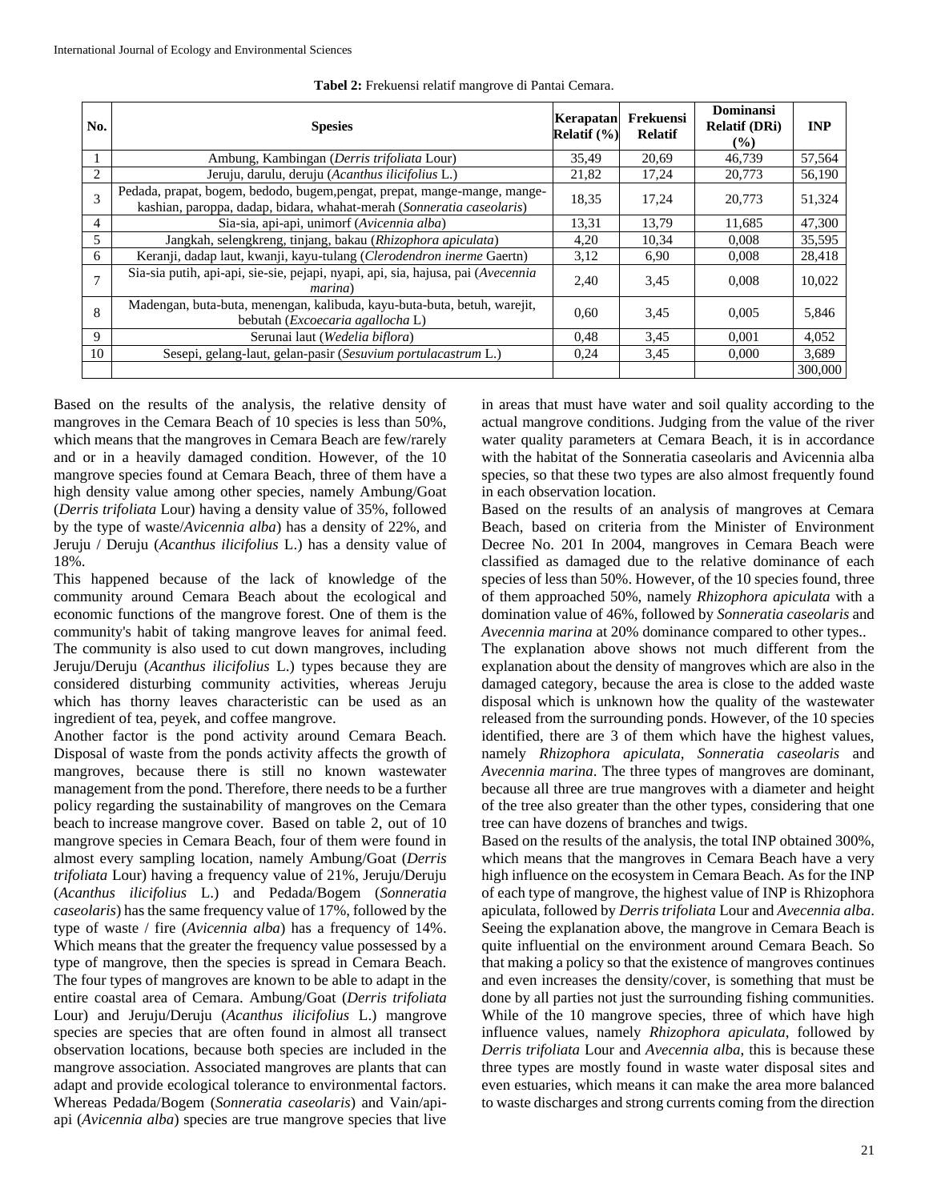**Tabel 2:** Frekuensi relatif mangrove di Pantai Cemara.

| No. | Spesies | Kerapatan Relatif (%) | Frekuensi Relatif | Dominansi Relatif (DRi) (%) | INP |
|---|---|---|---|---|---|
| 1 | Ambung, Kambingan (*Derris trifoliata* Lour) | 35,49 | 20,69 | 46,739 | 57,564 |
| 2 | Jeruju, darulu, deruju (*Acanthus ilicifolius* L.) | 21,82 | 17,24 | 20,773 | 56,190 |
| 3 | Pedada, prapat, bogem, bedodo, bugem,pengat, prepat, mange-mange, mange-kashian, paroppa, dadap, bidara, whahat-merah (*Sonneratia caseolaris*) | 18,35 | 17,24 | 20,773 | 51,324 |
| 4 | Sia-sia, api-api, unimorf (*Avicennia alba*) | 13,31 | 13,79 | 11,685 | 47,300 |
| 5 | Jangkah, selengkreng, tinjang, bakau (*Rhizophora apiculata*) | 4,20 | 10,34 | 0,008 | 35,595 |
| 6 | Keranji, dadap laut, kwanji, kayu-tulang (*Clerodendron inerme* Gaertn) | 3,12 | 6,90 | 0,008 | 28,418 |
| 7 | Sia-sia putih, api-api, sie-sie, pejapi, nyapi, api, sia, hajusa, pai (*Avecennia marina*) | 2,40 | 3,45 | 0,008 | 10,022 |
| 8 | Madengan, buta-buta, menengan, kalibuda, kayu-buta-buta, betuh, warejit, bebutah (*Excoecaria agallocha* L) | 0,60 | 3,45 | 0,005 | 5,846 |
| 9 | Serunai laut (*Wedelia biflora*) | 0,48 | 3,45 | 0,001 | 4,052 |
| 10 | Sesepi, gelang-laut, gelan-pasir (*Sesuvium portulacastrum* L.) | 0,24 | 3,45 | 0,000 | 3,689 |
| | | | | | 300,000 |

Based on the results of the analysis, the relative density of mangroves in the Cemara Beach of 10 species is less than 50%, which means that the mangroves in Cemara Beach are few/rarely and or in a heavily damaged condition. However, of the 10 mangrove species found at Cemara Beach, three of them have a high density value among other species, namely Ambung/Goat (*Derris trifoliata* Lour) having a density value of 35%, followed by the type of waste/*Avicennia alba*) has a density of 22%, and Jeruju / Deruju (*Acanthus ilicifolius* L.) has a density value of 18%.

This happened because of the lack of knowledge of the community around Cemara Beach about the ecological and economic functions of the mangrove forest. One of them is the community's habit of taking mangrove leaves for animal feed. The community is also used to cut down mangroves, including Jeruju/Deruju (*Acanthus ilicifolius* L.) types because they are considered disturbing community activities, whereas Jeruju which has thorny leaves characteristic can be used as an ingredient of tea, peyek, and coffee mangrove.

Another factor is the pond activity around Cemara Beach. Disposal of waste from the ponds activity affects the growth of mangroves, because there is still no known wastewater management from the pond. Therefore, there needs to be a further policy regarding the sustainability of mangroves on the Cemara beach to increase mangrove cover. Based on table 2, out of 10 mangrove species in Cemara Beach, four of them were found in almost every sampling location, namely Ambung/Goat (*Derris trifoliata* Lour) having a frequency value of 21%, Jeruju/Deruju (*Acanthus ilicifolius* L.) and Pedada/Bogem (*Sonneratia caseolaris*) has the same frequency value of 17%, followed by the type of waste / fire (*Avicennia alba*) has a frequency of 14%. Which means that the greater the frequency value possessed by a type of mangrove, then the species is spread in Cemara Beach. The four types of mangroves are known to be able to adapt in the entire coastal area of Cemara. Ambung/Goat (*Derris trifoliata* Lour) and Jeruju/Deruju (*Acanthus ilicifolius* L.) mangrove species are species that are often found in almost all transect observation locations, because both species are included in the mangrove association. Associated mangroves are plants that can adapt and provide ecological tolerance to environmental factors. Whereas Pedada/Bogem (*Sonneratia caseolaris*) and Vain/api-api (*Avicennia alba*) species are true mangrove species that live in areas that must have water and soil quality according to the actual mangrove conditions. Judging from the value of the river water quality parameters at Cemara Beach, it is in accordance with the habitat of the Sonneratia caseolaris and Avicennia alba species, so that these two types are also almost frequently found in each observation location.

Based on the results of an analysis of mangroves at Cemara Beach, based on criteria from the Minister of Environment Decree No. 201 In 2004, mangroves in Cemara Beach were classified as damaged due to the relative dominance of each species of less than 50%. However, of the 10 species found, three of them approached 50%, namely *Rhizophora apiculata* with a domination value of 46%, followed by *Sonneratia caseolaris* and *Avecennia marina* at 20% dominance compared to other types..

The explanation above shows not much different from the explanation about the density of mangroves which are also in the damaged category, because the area is close to the added waste disposal which is unknown how the quality of the wastewater released from the surrounding ponds. However, of the 10 species identified, there are 3 of them which have the highest values, namely *Rhizophora apiculata*, *Sonneratia caseolaris* and *Avecennia marina*. The three types of mangroves are dominant, because all three are true mangroves with a diameter and height of the tree also greater than the other types, considering that one tree can have dozens of branches and twigs.

Based on the results of the analysis, the total INP obtained 300%, which means that the mangroves in Cemara Beach have a very high influence on the ecosystem in Cemara Beach. As for the INP of each type of mangrove, the highest value of INP is Rhizophora apiculata, followed by *Derris trifoliata* Lour and *Avecennia alba*. Seeing the explanation above, the mangrove in Cemara Beach is quite influential on the environment around Cemara Beach. So that making a policy so that the existence of mangroves continues and even increases the density/cover, is something that must be done by all parties not just the surrounding fishing communities. While of the 10 mangrove species, three of which have high influence values, namely *Rhizophora apiculata*, followed by *Derris trifoliata* Lour and *Avecennia alba*, this is because these three types are mostly found in waste water disposal sites and even estuaries, which means it can make the area more balanced to waste discharges and strong currents coming from the direction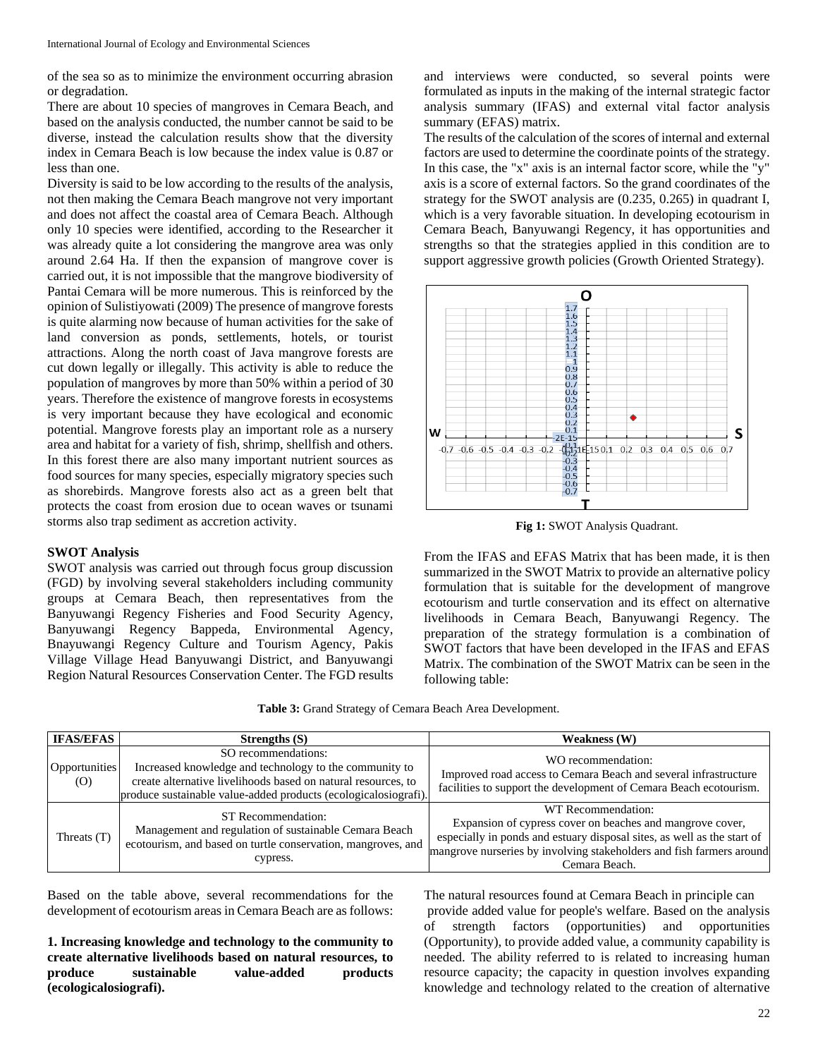of the sea so as to minimize the environment occurring abrasion or degradation.

There are about 10 species of mangroves in Cemara Beach, and based on the analysis conducted, the number cannot be said to be diverse, instead the calculation results show that the diversity index in Cemara Beach is low because the index value is 0.87 or less than one.

Diversity is said to be low according to the results of the analysis, not then making the Cemara Beach mangrove not very important and does not affect the coastal area of Cemara Beach. Although only 10 species were identified, according to the Researcher it was already quite a lot considering the mangrove area was only around 2.64 Ha. If then the expansion of mangrove cover is carried out, it is not impossible that the mangrove biodiversity of Pantai Cemara will be more numerous. This is reinforced by the opinion of Sulistiyowati (2009) The presence of mangrove forests is quite alarming now because of human activities for the sake of land conversion as ponds, settlements, hotels, or tourist attractions. Along the north coast of Java mangrove forests are cut down legally or illegally. This activity is able to reduce the population of mangroves by more than 50% within a period of 30 years. Therefore the existence of mangrove forests in ecosystems is very important because they have ecological and economic potential. Mangrove forests play an important role as a nursery area and habitat for a variety of fish, shrimp, shellfish and others. In this forest there are also many important nutrient sources as food sources for many species, especially migratory species such as shorebirds. Mangrove forests also act as a green belt that protects the coast from erosion due to ocean waves or tsunami storms also trap sediment as accretion activity.

### SWOT Analysis

SWOT analysis was carried out through focus group discussion (FGD) by involving several stakeholders including community groups at Cemara Beach, then representatives from the Banyuwangi Regency Fisheries and Food Security Agency, Banyuwangi Regency Bappeda, Environmental Agency, Bnayuwangi Regency Culture and Tourism Agency, Pakis Village Village Head Banyuwangi District, and Banyuwangi Region Natural Resources Conservation Center. The FGD results and interviews were conducted, so several points were formulated as inputs in the making of the internal strategic factor analysis summary (IFAS) and external vital factor analysis summary (EFAS) matrix.

The results of the calculation of the scores of internal and external factors are used to determine the coordinate points of the strategy. In this case, the "x" axis is an internal factor score, while the "y" axis is a score of external factors. So the grand coordinates of the strategy for the SWOT analysis are (0.235, 0.265) in quadrant I, which is a very favorable situation. In developing ecotourism in Cemara Beach, Banyuwangi Regency, it has opportunities and strengths so that the strategies applied in this condition are to support aggressive growth policies (Growth Oriented Strategy).

**Fig 1:** SWOT Analysis Quadrant.

From the IFAS and EFAS Matrix that has been made, it is then summarized in the SWOT Matrix to provide an alternative policy formulation that is suitable for the development of mangrove ecotourism and turtle conservation and its effect on alternative livelihoods in Cemara Beach, Banyuwangi Regency. The preparation of the strategy formulation is a combination of SWOT factors that have been developed in the IFAS and EFAS Matrix. The combination of the SWOT Matrix can be seen in the following table:

**Table 3:** Grand Strategy of Cemara Beach Area Development.

| IFAS/EFAS | Strengths (S) | Weakness (W) |
|---|---|---|
| Opportunities (O) | SO recommendations: Increased knowledge and technology to the community to create alternative livelihoods based on natural resources, to produce sustainable value-added products (ecologicalosiografi). | WO recommendation: Improved road access to Cemara Beach and several infrastructure facilities to support the development of Cemara Beach ecotourism. |
| Threats (T) | ST Recommendation: Management and regulation of sustainable Cemara Beach ecotourism, and based on turtle conservation, mangroves, and cypress. | WT Recommendation: Expansion of cypress cover on beaches and mangrove cover, especially in ponds and estuary disposal sites, as well as the start of mangrove nurseries by involving stakeholders and fish farmers around Cemara Beach. |

Based on the table above, several recommendations for the development of ecotourism areas in Cemara Beach are as follows:

**1. Increasing knowledge and technology to the community to create alternative livelihoods based on natural resources, to produce sustainable value-added products (ecologicalosiografi).**

The natural resources found at Cemara Beach in principle can provide added value for people's welfare. Based on the analysis of strength factors (opportunities) and opportunities (Opportunity), to provide added value, a community capability is needed. The ability referred to is related to increasing human resource capacity; the capacity in question involves expanding knowledge and technology related to the creation of alternative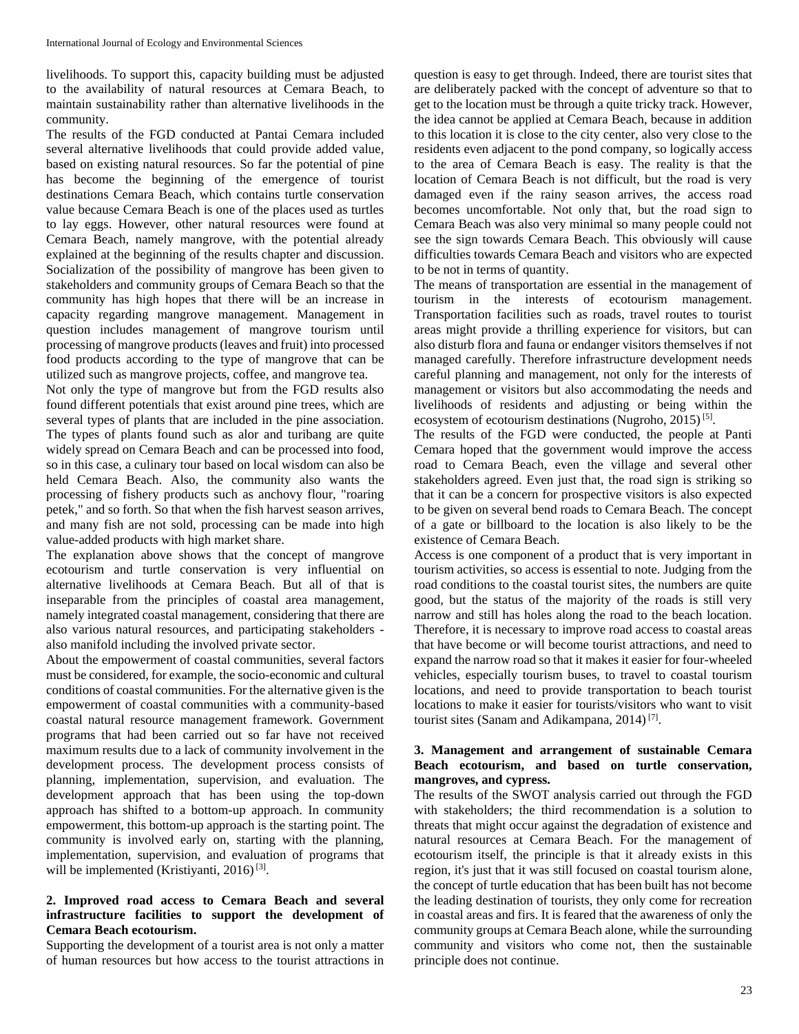livelihoods. To support this, capacity building must be adjusted to the availability of natural resources at Cemara Beach, to maintain sustainability rather than alternative livelihoods in the community.

The results of the FGD conducted at Pantai Cemara included several alternative livelihoods that could provide added value, based on existing natural resources. So far the potential of pine has become the beginning of the emergence of tourist destinations Cemara Beach, which contains turtle conservation value because Cemara Beach is one of the places used as turtles to lay eggs. However, other natural resources were found at Cemara Beach, namely mangrove, with the potential already explained at the beginning of the results chapter and discussion. Socialization of the possibility of mangrove has been given to stakeholders and community groups of Cemara Beach so that the community has high hopes that there will be an increase in capacity regarding mangrove management. Management in question includes management of mangrove tourism until processing of mangrove products (leaves and fruit) into processed food products according to the type of mangrove that can be utilized such as mangrove projects, coffee, and mangrove tea.

Not only the type of mangrove but from the FGD results also found different potentials that exist around pine trees, which are several types of plants that are included in the pine association. The types of plants found such as alor and turibang are quite widely spread on Cemara Beach and can be processed into food, so in this case, a culinary tour based on local wisdom can also be held Cemara Beach. Also, the community also wants the processing of fishery products such as anchovy flour, "roaring petek," and so forth. So that when the fish harvest season arrives, and many fish are not sold, processing can be made into high value-added products with high market share.

The explanation above shows that the concept of mangrove ecotourism and turtle conservation is very influential on alternative livelihoods at Cemara Beach. But all of that is inseparable from the principles of coastal area management, namely integrated coastal management, considering that there are also various natural resources, and participating stakeholders - also manifold including the involved private sector.

About the empowerment of coastal communities, several factors must be considered, for example, the socio-economic and cultural conditions of coastal communities. For the alternative given is the empowerment of coastal communities with a community-based coastal natural resource management framework. Government programs that had been carried out so far have not received maximum results due to a lack of community involvement in the development process. The development process consists of planning, implementation, supervision, and evaluation. The development approach that has been using the top-down approach has shifted to a bottom-up approach. In community empowerment, this bottom-up approach is the starting point. The community is involved early on, starting with the planning, implementation, supervision, and evaluation of programs that will be implemented (Kristiyanti, 2016) [3].

**2. Improved road access to Cemara Beach and several infrastructure facilities to support the development of Cemara Beach ecotourism.**

Supporting the development of a tourist area is not only a matter of human resources but how access to the tourist attractions in question is easy to get through. Indeed, there are tourist sites that are deliberately packed with the concept of adventure so that to get to the location must be through a quite tricky track. However, the idea cannot be applied at Cemara Beach, because in addition to this location it is close to the city center, also very close to the residents even adjacent to the pond company, so logically access to the area of Cemara Beach is easy. The reality is that the location of Cemara Beach is not difficult, but the road is very damaged even if the rainy season arrives, the access road becomes uncomfortable. Not only that, but the road sign to Cemara Beach was also very minimal so many people could not see the sign towards Cemara Beach. This obviously will cause difficulties towards Cemara Beach and visitors who are expected to be not in terms of quantity.

The means of transportation are essential in the management of tourism in the interests of ecotourism management. Transportation facilities such as roads, travel routes to tourist areas might provide a thrilling experience for visitors, but can also disturb flora and fauna or endanger visitors themselves if not managed carefully. Therefore infrastructure development needs careful planning and management, not only for the interests of management or visitors but also accommodating the needs and livelihoods of residents and adjusting or being within the ecosystem of ecotourism destinations (Nugroho, 2015) [5].

The results of the FGD were conducted, the people at Panti Cemara hoped that the government would improve the access road to Cemara Beach, even the village and several other stakeholders agreed. Even just that, the road sign is striking so that it can be a concern for prospective visitors is also expected to be given on several bend roads to Cemara Beach. The concept of a gate or billboard to the location is also likely to be the existence of Cemara Beach.

Access is one component of a product that is very important in tourism activities, so access is essential to note. Judging from the road conditions to the coastal tourist sites, the numbers are quite good, but the status of the majority of the roads is still very narrow and still has holes along the road to the beach location. Therefore, it is necessary to improve road access to coastal areas that have become or will become tourist attractions, and need to expand the narrow road so that it makes it easier for four-wheeled vehicles, especially tourism buses, to travel to coastal tourism locations, and need to provide transportation to beach tourist locations to make it easier for tourists/visitors who want to visit tourist sites (Sanam and Adikampana, 2014) [7].

**3. Management and arrangement of sustainable Cemara Beach ecotourism, and based on turtle conservation, mangroves, and cypress.**

The results of the SWOT analysis carried out through the FGD with stakeholders; the third recommendation is a solution to threats that might occur against the degradation of existence and natural resources at Cemara Beach. For the management of ecotourism itself, the principle is that it already exists in this region, it's just that it was still focused on coastal tourism alone, the concept of turtle education that has been built has not become the leading destination of tourists, they only come for recreation in coastal areas and firs. It is feared that the awareness of only the community groups at Cemara Beach alone, while the surrounding community and visitors who come not, then the sustainable principle does not continue.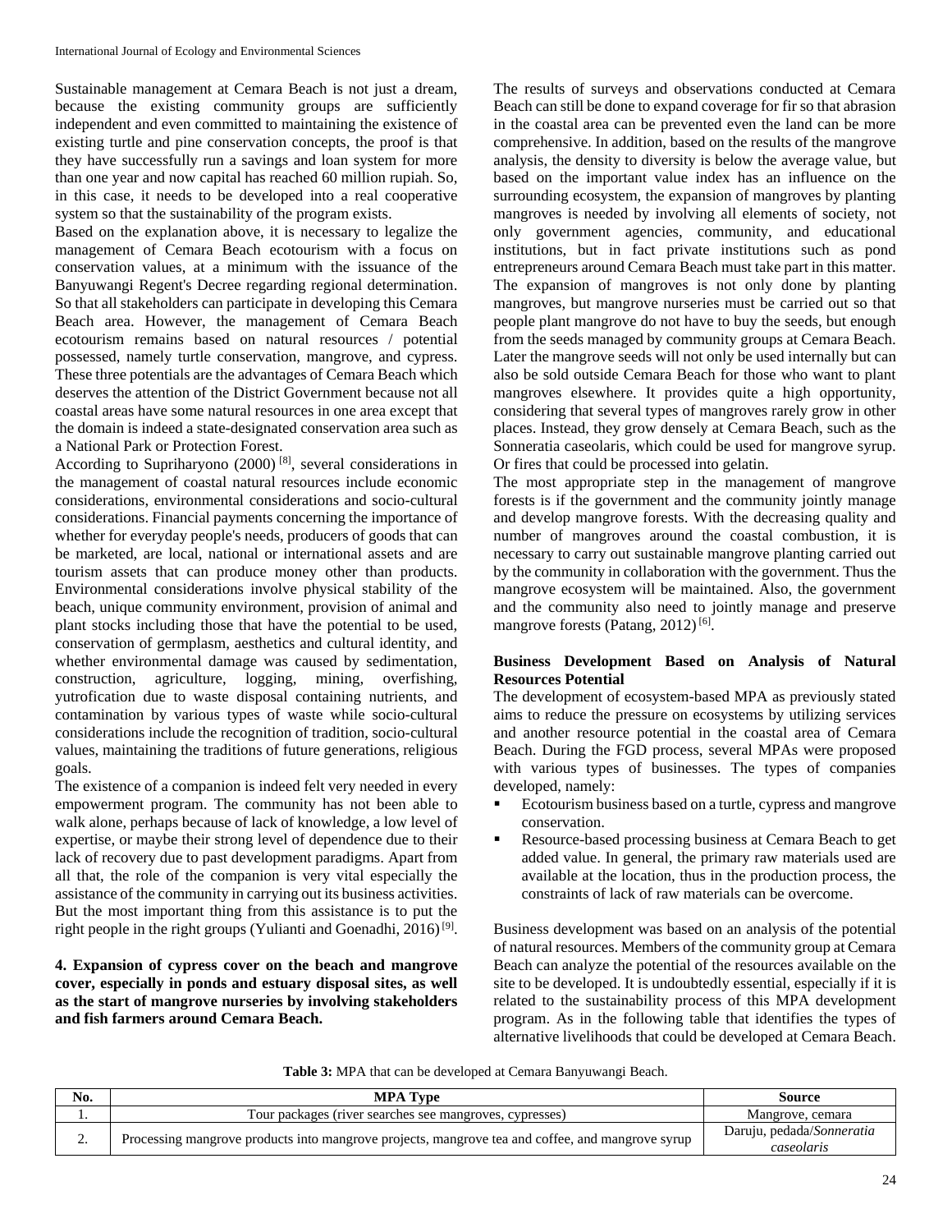Sustainable management at Cemara Beach is not just a dream, because the existing community groups are sufficiently independent and even committed to maintaining the existence of existing turtle and pine conservation concepts, the proof is that they have successfully run a savings and loan system for more than one year and now capital has reached 60 million rupiah. So, in this case, it needs to be developed into a real cooperative system so that the sustainability of the program exists.

Based on the explanation above, it is necessary to legalize the management of Cemara Beach ecotourism with a focus on conservation values, at a minimum with the issuance of the Banyuwangi Regent's Decree regarding regional determination. So that all stakeholders can participate in developing this Cemara Beach area. However, the management of Cemara Beach ecotourism remains based on natural resources / potential possessed, namely turtle conservation, mangrove, and cypress. These three potentials are the advantages of Cemara Beach which deserves the attention of the District Government because not all coastal areas have some natural resources in one area except that the domain is indeed a state-designated conservation area such as a National Park or Protection Forest.

According to Supriharyono (2000) [8], several considerations in the management of coastal natural resources include economic considerations, environmental considerations and socio-cultural considerations. Financial payments concerning the importance of whether for everyday people's needs, producers of goods that can be marketed, are local, national or international assets and are tourism assets that can produce money other than products. Environmental considerations involve physical stability of the beach, unique community environment, provision of animal and plant stocks including those that have the potential to be used, conservation of germplasm, aesthetics and cultural identity, and whether environmental damage was caused by sedimentation, construction, agriculture, logging, mining, overfishing, yutrofication due to waste disposal containing nutrients, and contamination by various types of waste while socio-cultural considerations include the recognition of tradition, socio-cultural values, maintaining the traditions of future generations, religious goals.

The existence of a companion is indeed felt very needed in every empowerment program. The community has not been able to walk alone, perhaps because of lack of knowledge, a low level of expertise, or maybe their strong level of dependence due to their lack of recovery due to past development paradigms. Apart from all that, the role of the companion is very vital especially the assistance of the community in carrying out its business activities. But the most important thing from this assistance is to put the right people in the right groups (Yulianti and Goenadhi, 2016) [9].

**4. Expansion of cypress cover on the beach and mangrove cover, especially in ponds and estuary disposal sites, as well as the start of mangrove nurseries by involving stakeholders and fish farmers around Cemara Beach.**

The results of surveys and observations conducted at Cemara Beach can still be done to expand coverage for fir so that abrasion in the coastal area can be prevented even the land can be more comprehensive. In addition, based on the results of the mangrove analysis, the density to diversity is below the average value, but based on the important value index has an influence on the surrounding ecosystem, the expansion of mangroves by planting mangroves is needed by involving all elements of society, not only government agencies, community, and educational institutions, but in fact private institutions such as pond entrepreneurs around Cemara Beach must take part in this matter. The expansion of mangroves is not only done by planting mangroves, but mangrove nurseries must be carried out so that people plant mangrove do not have to buy the seeds, but enough from the seeds managed by community groups at Cemara Beach. Later the mangrove seeds will not only be used internally but can also be sold outside Cemara Beach for those who want to plant mangroves elsewhere. It provides quite a high opportunity, considering that several types of mangroves rarely grow in other places. Instead, they grow densely at Cemara Beach, such as the Sonneratia caseolaris, which could be used for mangrove syrup. Or fires that could be processed into gelatin.

The most appropriate step in the management of mangrove forests is if the government and the community jointly manage and develop mangrove forests. With the decreasing quality and number of mangroves around the coastal combustion, it is necessary to carry out sustainable mangrove planting carried out by the community in collaboration with the government. Thus the mangrove ecosystem will be maintained. Also, the government and the community also need to jointly manage and preserve mangrove forests (Patang, 2012) [6].

**Business Development Based on Analysis of Natural Resources Potential**

The development of ecosystem-based MPA as previously stated aims to reduce the pressure on ecosystems by utilizing services and another resource potential in the coastal area of Cemara Beach. During the FGD process, several MPAs were proposed with various types of businesses. The types of companies developed, namely:

- Ecotourism business based on a turtle, cypress and mangrove conservation.
- Resource-based processing business at Cemara Beach to get added value. In general, the primary raw materials used are available at the location, thus in the production process, the constraints of lack of raw materials can be overcome.

Business development was based on an analysis of the potential of natural resources. Members of the community group at Cemara Beach can analyze the potential of the resources available on the site to be developed. It is undoubtedly essential, especially if it is related to the sustainability process of this MPA development program. As in the following table that identifies the types of alternative livelihoods that could be developed at Cemara Beach.

**Table 3:** MPA that can be developed at Cemara Banyuwangi Beach.

| No. | MPA Type | Source |
|---|---|---|
| 1. | Tour packages (river searches see mangroves, cypresses) | Mangrove, cemara |
| 2. | Processing mangrove products into mangrove projects, mangrove tea and coffee, and mangrove syrup | Daruju, pedada/*Sonneratia caseolaris* |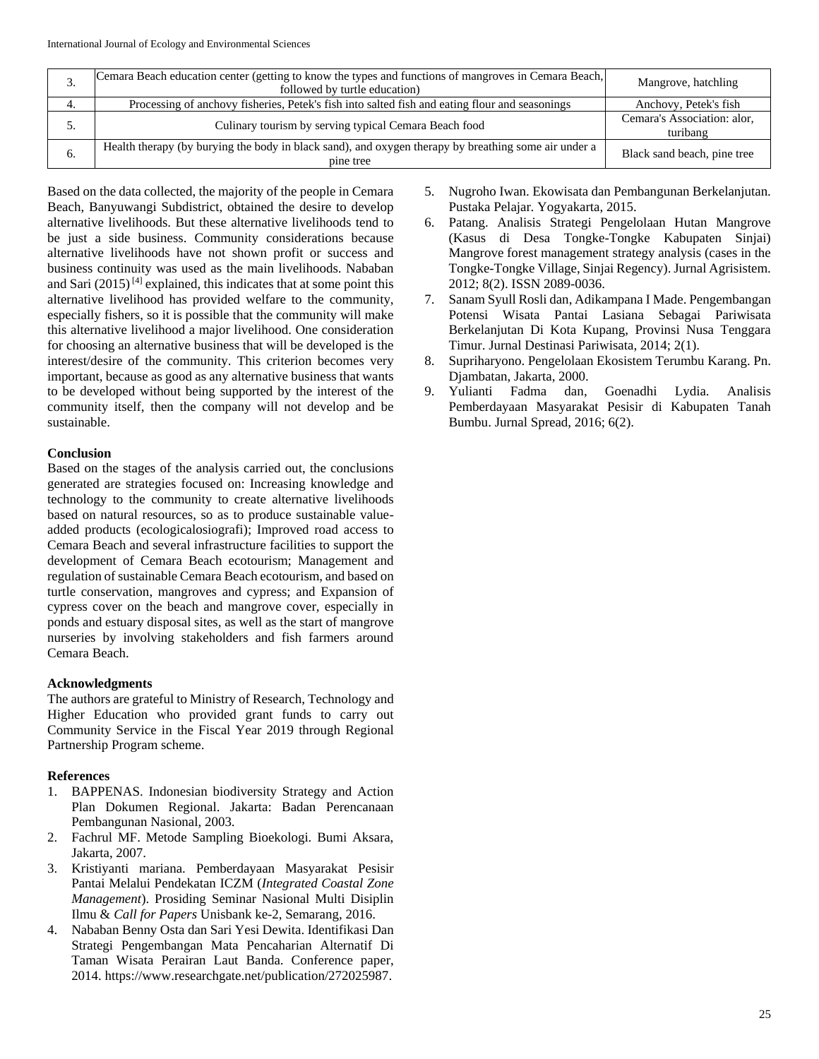| | | |
|---|---|---|
| 3. | Cemara Beach education center (getting to know the types and functions of mangroves in Cemara Beach, followed by turtle education) | Mangrove, hatchling |
| 4. | Processing of anchovy fisheries, Petek's fish into salted fish and eating flour and seasonings | Anchovy, Petek's fish |
| 5. | Culinary tourism by serving typical Cemara Beach food | Cemara's Association: alor, turibang |
| 6. | Health therapy (by burying the body in black sand), and oxygen therapy by breathing some air under a pine tree | Black sand beach, pine tree |

Based on the data collected, the majority of the people in Cemara Beach, Banyuwangi Subdistrict, obtained the desire to develop alternative livelihoods. But these alternative livelihoods tend to be just a side business. Community considerations because alternative livelihoods have not shown profit or success and business continuity was used as the main livelihoods. Nababan and Sari (2015) [4] explained, this indicates that at some point this alternative livelihood has provided welfare to the community, especially fishers, so it is possible that the community will make this alternative livelihood a major livelihood. One consideration for choosing an alternative business that will be developed is the interest/desire of the community. This criterion becomes very important, because as good as any alternative business that wants to be developed without being supported by the interest of the community itself, then the company will not develop and be sustainable.

**Conclusion**

Based on the stages of the analysis carried out, the conclusions generated are strategies focused on: Increasing knowledge and technology to the community to create alternative livelihoods based on natural resources, so as to produce sustainable value-added products (ecologicalosiografi); Improved road access to Cemara Beach and several infrastructure facilities to support the development of Cemara Beach ecotourism; Management and regulation of sustainable Cemara Beach ecotourism, and based on turtle conservation, mangroves and cypress; and Expansion of cypress cover on the beach and mangrove cover, especially in ponds and estuary disposal sites, as well as the start of mangrove nurseries by involving stakeholders and fish farmers around Cemara Beach.

**Acknowledgments**

The authors are grateful to Ministry of Research, Technology and Higher Education who provided grant funds to carry out Community Service in the Fiscal Year 2019 through Regional Partnership Program scheme.

**References**

1. BAPPENAS. Indonesian biodiversity Strategy and Action Plan Dokumen Regional. Jakarta: Badan Perencanaan Pembangunan Nasional, 2003.
2. Fachrul MF. Metode Sampling Bioekologi. Bumi Aksara, Jakarta, 2007.
3. Kristiyanti mariana. Pemberdayaan Masyarakat Pesisir Pantai Melalui Pendekatan ICZM (*Integrated Coastal Zone Management*). Prosiding Seminar Nasional Multi Disiplin Ilmu & *Call for Papers* Unisbank ke-2, Semarang, 2016.
4. Nababan Benny Osta dan Sari Yesi Dewita. Identifikasi Dan Strategi Pengembangan Mata Pencaharian Alternatif Di Taman Wisata Perairan Laut Banda. Conference paper, 2014. https://www.researchgate.net/publication/272025987.
5. Nugroho Iwan. Ekowisata dan Pembangunan Berkelanjutan. Pustaka Pelajar. Yogyakarta, 2015.
6. Patang. Analisis Strategi Pengelolaan Hutan Mangrove (Kasus di Desa Tongke-Tongke Kabupaten Sinjai) Mangrove forest management strategy analysis (cases in the Tongke-Tongke Village, Sinjai Regency). Jurnal Agrisistem. 2012; 8(2). ISSN 2089-0036.
7. Sanam Syull Rosli dan, Adikampana I Made. Pengembangan Potensi Wisata Pantai Lasiana Sebagai Pariwisata Berkelanjutan Di Kota Kupang, Provinsi Nusa Tenggara Timur. Jurnal Destinasi Pariwisata, 2014; 2(1).
8. Supriharyono. Pengelolaan Ekosistem Terumbu Karang. Pn. Djambatan, Jakarta, 2000.
9. Yulianti Fadma dan, Goenadhi Lydia. Analisis Pemberdayaan Masyarakat Pesisir di Kabupaten Tanah Bumbu. Jurnal Spread, 2016; 6(2).